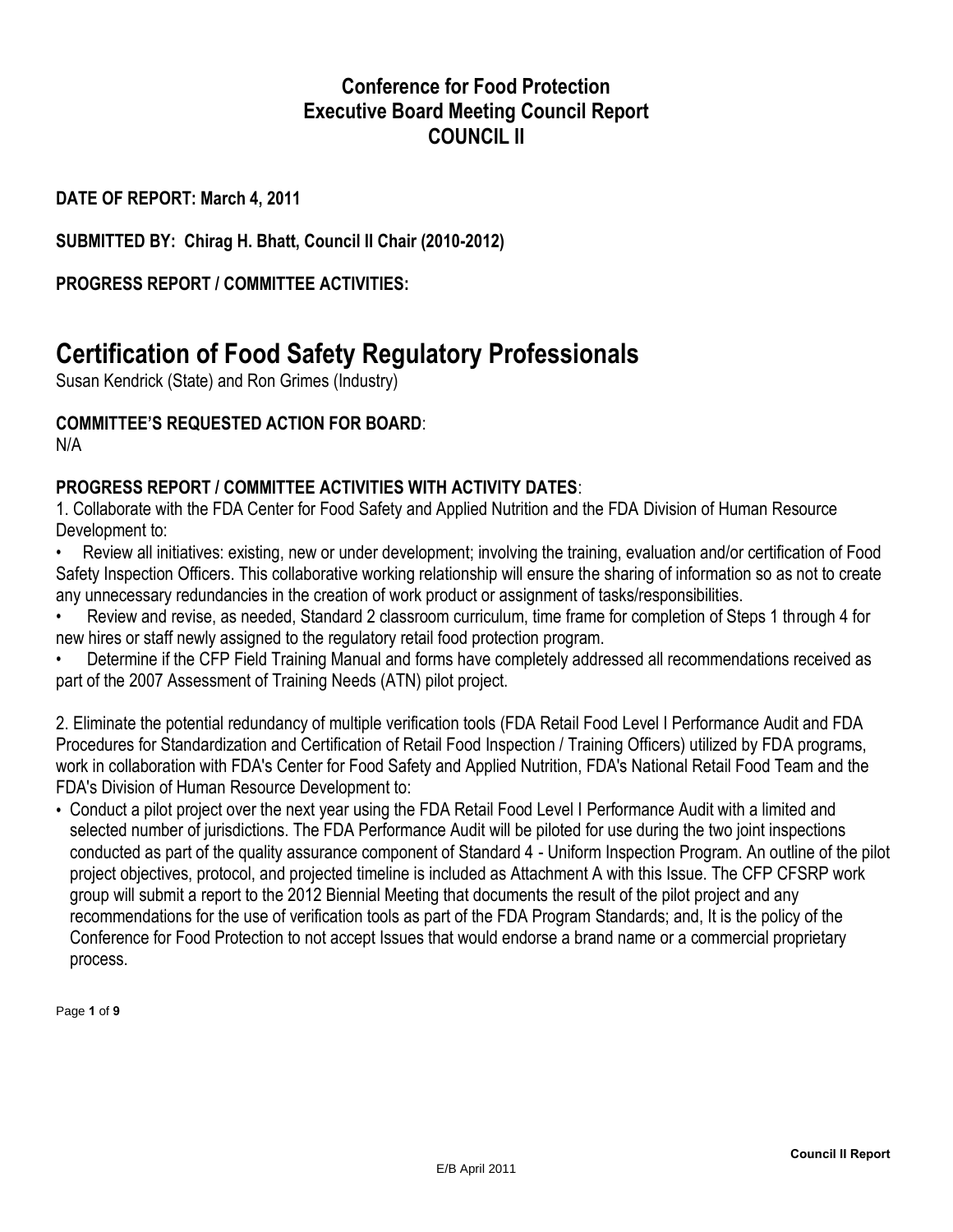# Conference for Food Protection
# Executive Board Meeting Council Report
# COUNCIL II

**DATE OF REPORT: March 4, 2011**

**SUBMITTED BY: Chirag H. Bhatt, Council II Chair (2010-2012)**

**PROGRESS REPORT / COMMITTEE ACTIVITIES:**

## Certification of Food Safety Regulatory Professionals

Susan Kendrick (State) and Ron Grimes (Industry)

**COMMITTEE'S REQUESTED ACTION FOR BOARD**:
N/A

**PROGRESS REPORT / COMMITTEE ACTIVITIES WITH ACTIVITY DATES**:

1. Collaborate with the FDA Center for Food Safety and Applied Nutrition and the FDA Division of Human Resource Development to:

- Review all initiatives: existing, new or under development; involving the training, evaluation and/or certification of Food Safety Inspection Officers. This collaborative working relationship will ensure the sharing of information so as not to create any unnecessary redundancies in the creation of work product or assignment of tasks/responsibilities.
- Review and revise, as needed, Standard 2 classroom curriculum, time frame for completion of Steps 1 through 4 for new hires or staff newly assigned to the regulatory retail food protection program.
- Determine if the CFP Field Training Manual and forms have completely addressed all recommendations received as part of the 2007 Assessment of Training Needs (ATN) pilot project.

2. Eliminate the potential redundancy of multiple verification tools (FDA Retail Food Level I Performance Audit and FDA Procedures for Standardization and Certification of Retail Food Inspection / Training Officers) utilized by FDA programs, work in collaboration with FDA's Center for Food Safety and Applied Nutrition, FDA's National Retail Food Team and the FDA's Division of Human Resource Development to:

- Conduct a pilot project over the next year using the FDA Retail Food Level I Performance Audit with a limited and selected number of jurisdictions. The FDA Performance Audit will be piloted for use during the two joint inspections conducted as part of the quality assurance component of Standard 4 - Uniform Inspection Program. An outline of the pilot project objectives, protocol, and projected timeline is included as Attachment A with this Issue. The CFP CFSRP work group will submit a report to the 2012 Biennial Meeting that documents the result of the pilot project and any recommendations for the use of verification tools as part of the FDA Program Standards; and, It is the policy of the Conference for Food Protection to not accept Issues that would endorse a brand name or a commercial proprietary process.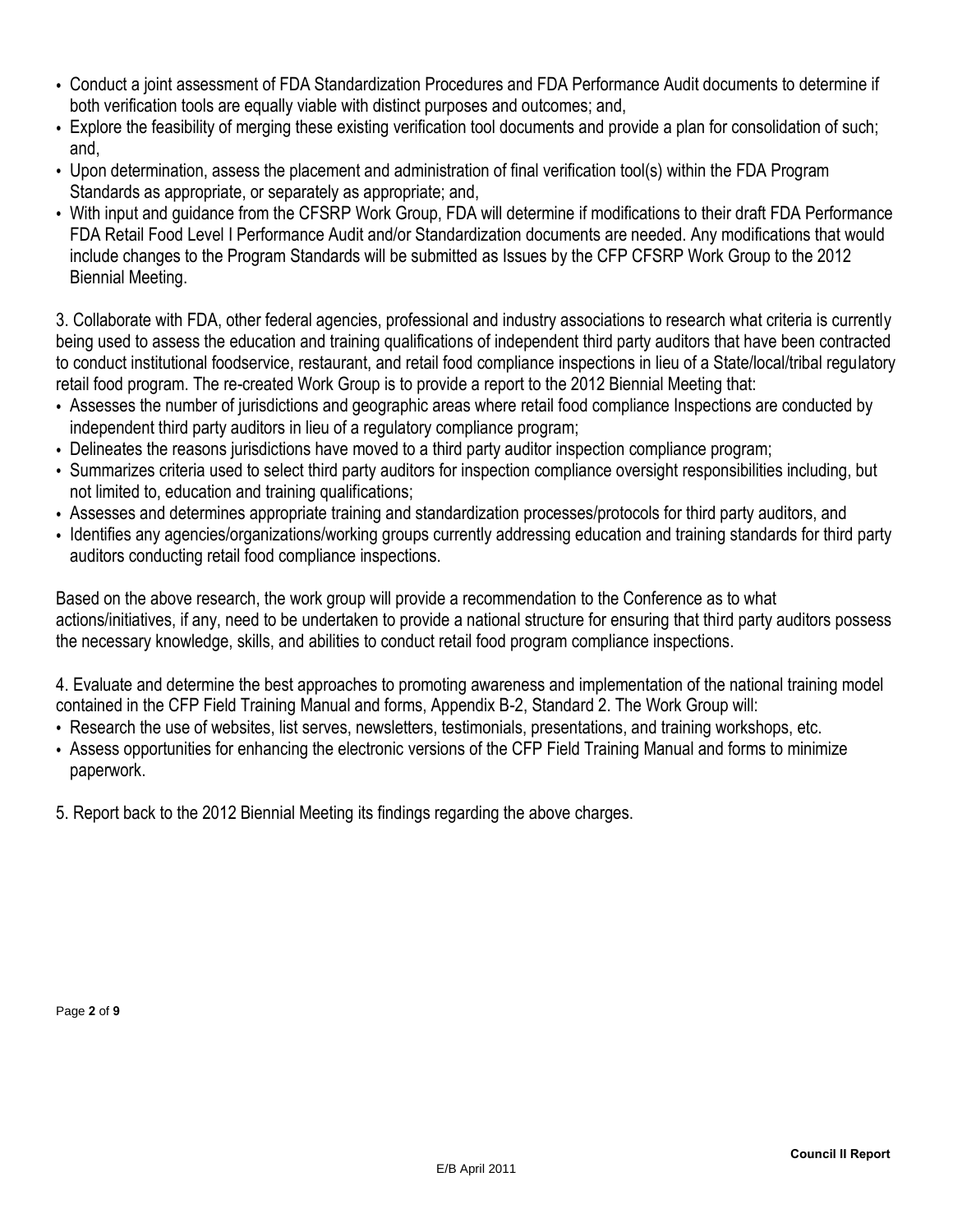- Conduct a joint assessment of FDA Standardization Procedures and FDA Performance Audit documents to determine if both verification tools are equally viable with distinct purposes and outcomes; and,
- Explore the feasibility of merging these existing verification tool documents and provide a plan for consolidation of such; and,
- Upon determination, assess the placement and administration of final verification tool(s) within the FDA Program Standards as appropriate, or separately as appropriate; and,
- With input and guidance from the CFSRP Work Group, FDA will determine if modifications to their draft FDA Performance FDA Retail Food Level I Performance Audit and/or Standardization documents are needed. Any modifications that would include changes to the Program Standards will be submitted as Issues by the CFP CFSRP Work Group to the 2012 Biennial Meeting.

3. Collaborate with FDA, other federal agencies, professional and industry associations to research what criteria is currently being used to assess the education and training qualifications of independent third party auditors that have been contracted to conduct institutional foodservice, restaurant, and retail food compliance inspections in lieu of a State/local/tribal regulatory retail food program. The re-created Work Group is to provide a report to the 2012 Biennial Meeting that:

- Assesses the number of jurisdictions and geographic areas where retail food compliance Inspections are conducted by independent third party auditors in lieu of a regulatory compliance program;
- Delineates the reasons jurisdictions have moved to a third party auditor inspection compliance program;
- Summarizes criteria used to select third party auditors for inspection compliance oversight responsibilities including, but not limited to, education and training qualifications;
- Assesses and determines appropriate training and standardization processes/protocols for third party auditors, and
- Identifies any agencies/organizations/working groups currently addressing education and training standards for third party auditors conducting retail food compliance inspections.

Based on the above research, the work group will provide a recommendation to the Conference as to what actions/initiatives, if any, need to be undertaken to provide a national structure for ensuring that third party auditors possess the necessary knowledge, skills, and abilities to conduct retail food program compliance inspections.

4. Evaluate and determine the best approaches to promoting awareness and implementation of the national training model contained in the CFP Field Training Manual and forms, Appendix B-2, Standard 2. The Work Group will:

- Research the use of websites, list serves, newsletters, testimonials, presentations, and training workshops, etc.
- Assess opportunities for enhancing the electronic versions of the CFP Field Training Manual and forms to minimize paperwork.

5. Report back to the 2012 Biennial Meeting its findings regarding the above charges.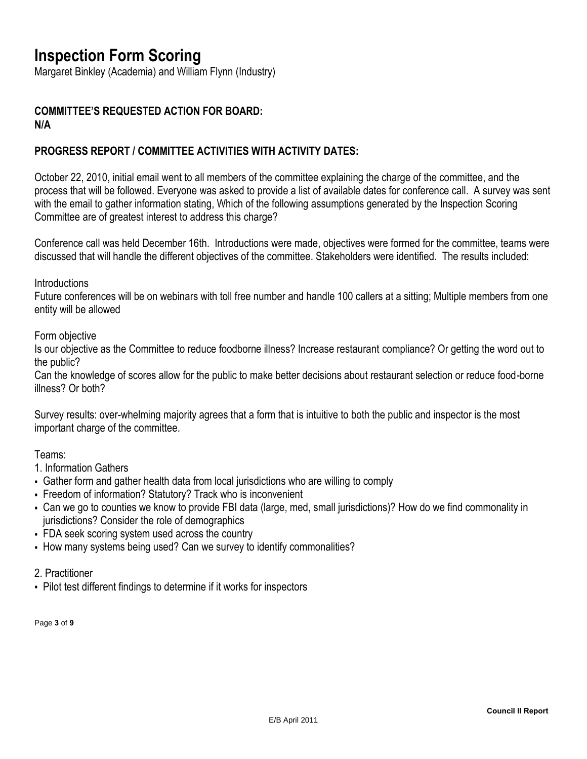# Inspection Form Scoring

Margaret Binkley (Academia) and William Flynn (Industry)

**COMMITTEE'S REQUESTED ACTION FOR BOARD:**
**N/A**

**PROGRESS REPORT / COMMITTEE ACTIVITIES WITH ACTIVITY DATES:**

October 22, 2010, initial email went to all members of the committee explaining the charge of the committee, and the process that will be followed. Everyone was asked to provide a list of available dates for conference call. A survey was sent with the email to gather information stating, Which of the following assumptions generated by the Inspection Scoring Committee are of greatest interest to address this charge?

Conference call was held December 16th. Introductions were made, objectives were formed for the committee, teams were discussed that will handle the different objectives of the committee. Stakeholders were identified. The results included:

Introductions
Future conferences will be on webinars with toll free number and handle 100 callers at a sitting; Multiple members from one entity will be allowed

Form objective
Is our objective as the Committee to reduce foodborne illness? Increase restaurant compliance? Or getting the word out to the public?
Can the knowledge of scores allow for the public to make better decisions about restaurant selection or reduce food-borne illness? Or both?

Survey results: over-whelming majority agrees that a form that is intuitive to both the public and inspector is the most important charge of the committee.

Teams:

1. Information Gathers
- Gather form and gather health data from local jurisdictions who are willing to comply
- Freedom of information? Statutory? Track who is inconvenient
- Can we go to counties we know to provide FBI data (large, med, small jurisdictions)? How do we find commonality in jurisdictions? Consider the role of demographics
- FDA seek scoring system used across the country
- How many systems being used? Can we survey to identify commonalities?

2. Practitioner
- Pilot test different findings to determine if it works for inspectors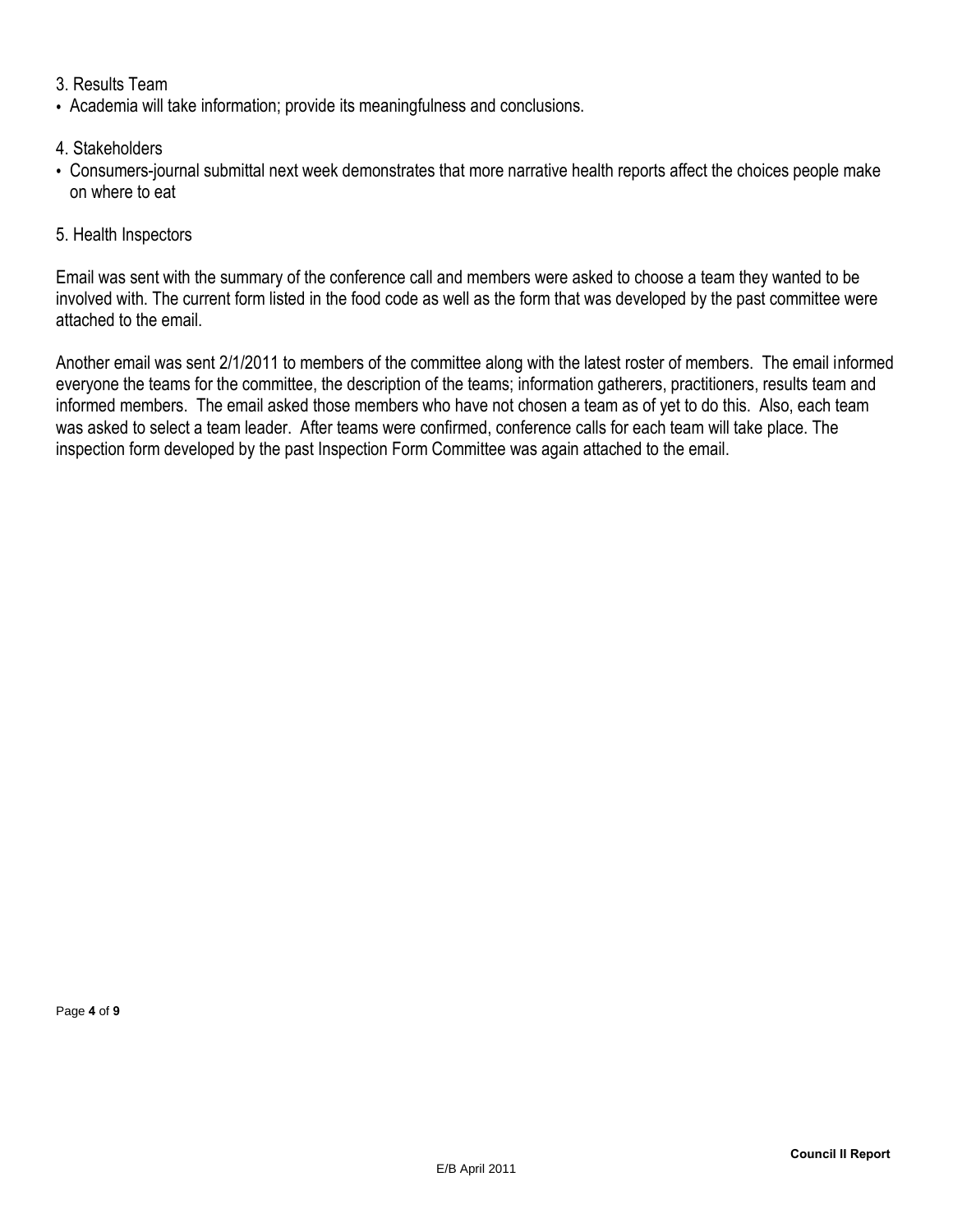3. Results Team

- Academia will take information; provide its meaningfulness and conclusions.

4. Stakeholders

- Consumers-journal submittal next week demonstrates that more narrative health reports affect the choices people make on where to eat

5. Health Inspectors

Email was sent with the summary of the conference call and members were asked to choose a team they wanted to be involved with. The current form listed in the food code as well as the form that was developed by the past committee were attached to the email.

Another email was sent 2/1/2011 to members of the committee along with the latest roster of members. The email informed everyone the teams for the committee, the description of the teams; information gatherers, practitioners, results team and informed members. The email asked those members who have not chosen a team as of yet to do this. Also, each team was asked to select a team leader. After teams were confirmed, conference calls for each team will take place. The inspection form developed by the past Inspection Form Committee was again attached to the email.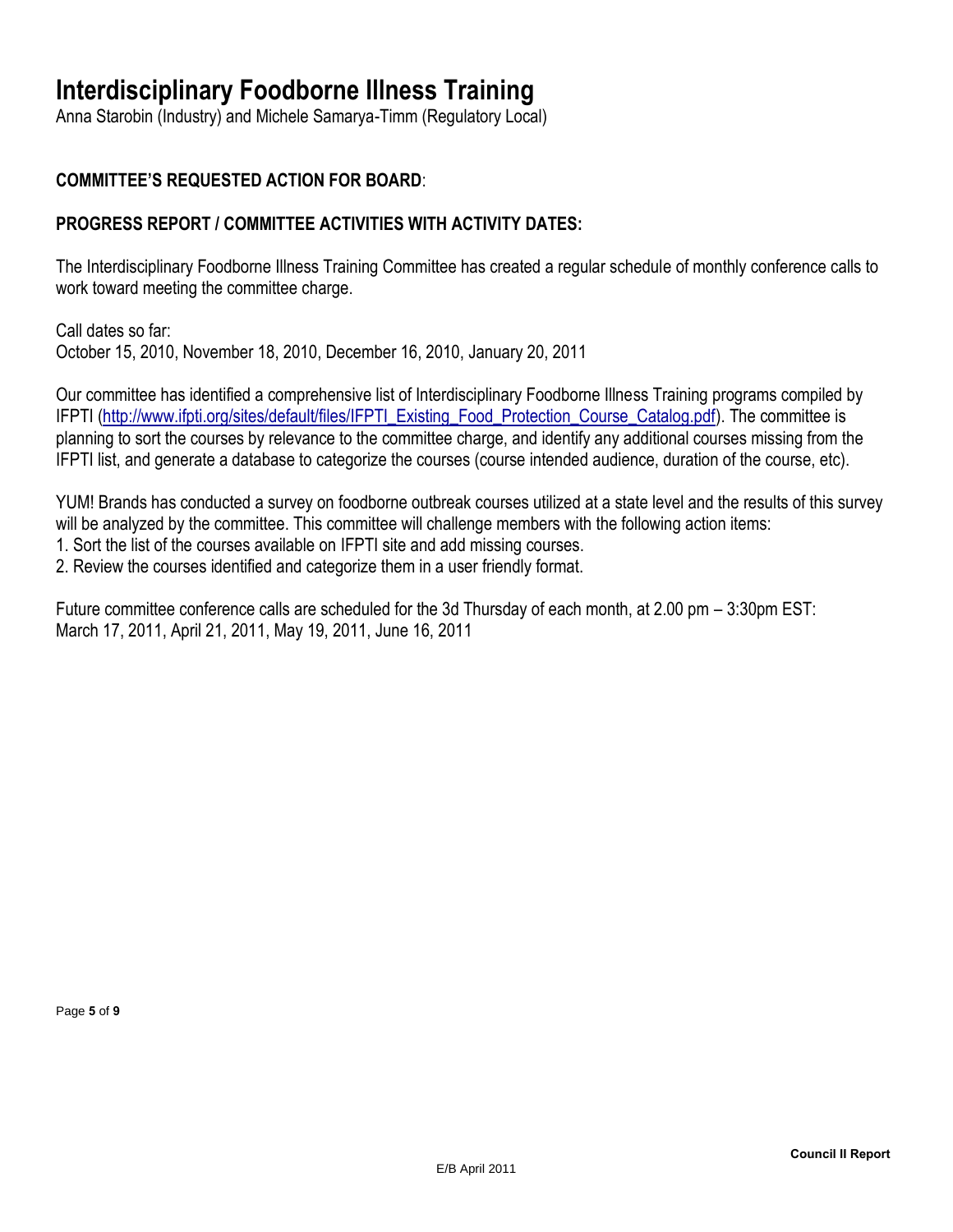# Interdisciplinary Foodborne Illness Training

Anna Starobin (Industry) and Michele Samarya-Timm (Regulatory Local)

**COMMITTEE'S REQUESTED ACTION FOR BOARD**:

**PROGRESS REPORT / COMMITTEE ACTIVITIES WITH ACTIVITY DATES:**

The Interdisciplinary Foodborne Illness Training Committee has created a regular schedule of monthly conference calls to work toward meeting the committee charge.

Call dates so far:
October 15, 2010, November 18, 2010, December 16, 2010, January 20, 2011

Our committee has identified a comprehensive list of Interdisciplinary Foodborne Illness Training programs compiled by IFPTI (http://www.ifpti.org/sites/default/files/IFPTI_Existing_Food_Protection_Course_Catalog.pdf). The committee is planning to sort the courses by relevance to the committee charge, and identify any additional courses missing from the IFPTI list, and generate a database to categorize the courses (course intended audience, duration of the course, etc).

YUM! Brands has conducted a survey on foodborne outbreak courses utilized at a state level and the results of this survey will be analyzed by the committee. This committee will challenge members with the following action items:

1. Sort the list of the courses available on IFPTI site and add missing courses.
2. Review the courses identified and categorize them in a user friendly format.

Future committee conference calls are scheduled for the 3d Thursday of each month, at 2.00 pm – 3:30pm EST:
March 17, 2011, April 21, 2011, May 19, 2011, June 16, 2011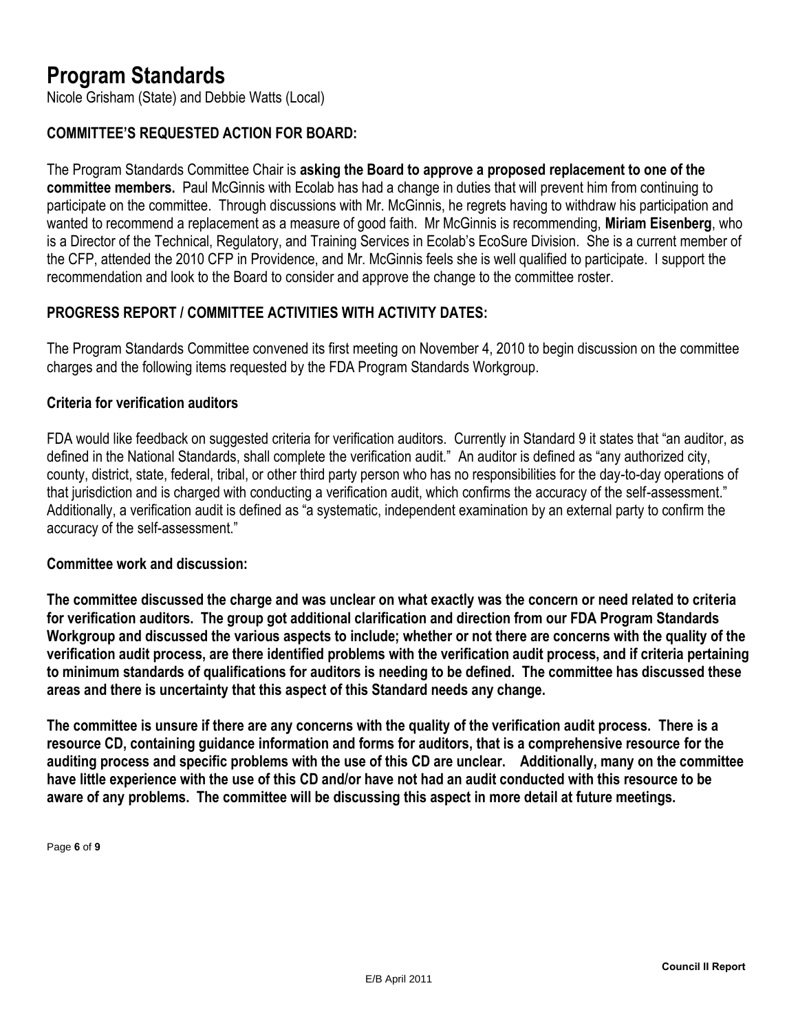# Program Standards

Nicole Grisham (State) and Debbie Watts (Local)

## COMMITTEE'S REQUESTED ACTION FOR BOARD:

The Program Standards Committee Chair is **asking the Board to approve a proposed replacement to one of the committee members.** Paul McGinnis with Ecolab has had a change in duties that will prevent him from continuing to participate on the committee. Through discussions with Mr. McGinnis, he regrets having to withdraw his participation and wanted to recommend a replacement as a measure of good faith. Mr McGinnis is recommending, **Miriam Eisenberg**, who is a Director of the Technical, Regulatory, and Training Services in Ecolab's EcoSure Division. She is a current member of the CFP, attended the 2010 CFP in Providence, and Mr. McGinnis feels she is well qualified to participate. I support the recommendation and look to the Board to consider and approve the change to the committee roster.

## PROGRESS REPORT / COMMITTEE ACTIVITIES WITH ACTIVITY DATES:

The Program Standards Committee convened its first meeting on November 4, 2010 to begin discussion on the committee charges and the following items requested by the FDA Program Standards Workgroup.

### Criteria for verification auditors

FDA would like feedback on suggested criteria for verification auditors. Currently in Standard 9 it states that "an auditor, as defined in the National Standards, shall complete the verification audit." An auditor is defined as "any authorized city, county, district, state, federal, tribal, or other third party person who has no responsibilities for the day-to-day operations of that jurisdiction and is charged with conducting a verification audit, which confirms the accuracy of the self-assessment." Additionally, a verification audit is defined as "a systematic, independent examination by an external party to confirm the accuracy of the self-assessment."

### Committee work and discussion:

**The committee discussed the charge and was unclear on what exactly was the concern or need related to criteria for verification auditors. The group got additional clarification and direction from our FDA Program Standards Workgroup and discussed the various aspects to include; whether or not there are concerns with the quality of the verification audit process, are there identified problems with the verification audit process, and if criteria pertaining to minimum standards of qualifications for auditors is needing to be defined. The committee has discussed these areas and there is uncertainty that this aspect of this Standard needs any change.**

**The committee is unsure if there are any concerns with the quality of the verification audit process. There is a resource CD, containing guidance information and forms for auditors, that is a comprehensive resource for the auditing process and specific problems with the use of this CD are unclear. Additionally, many on the committee have little experience with the use of this CD and/or have not had an audit conducted with this resource to be aware of any problems. The committee will be discussing this aspect in more detail at future meetings.**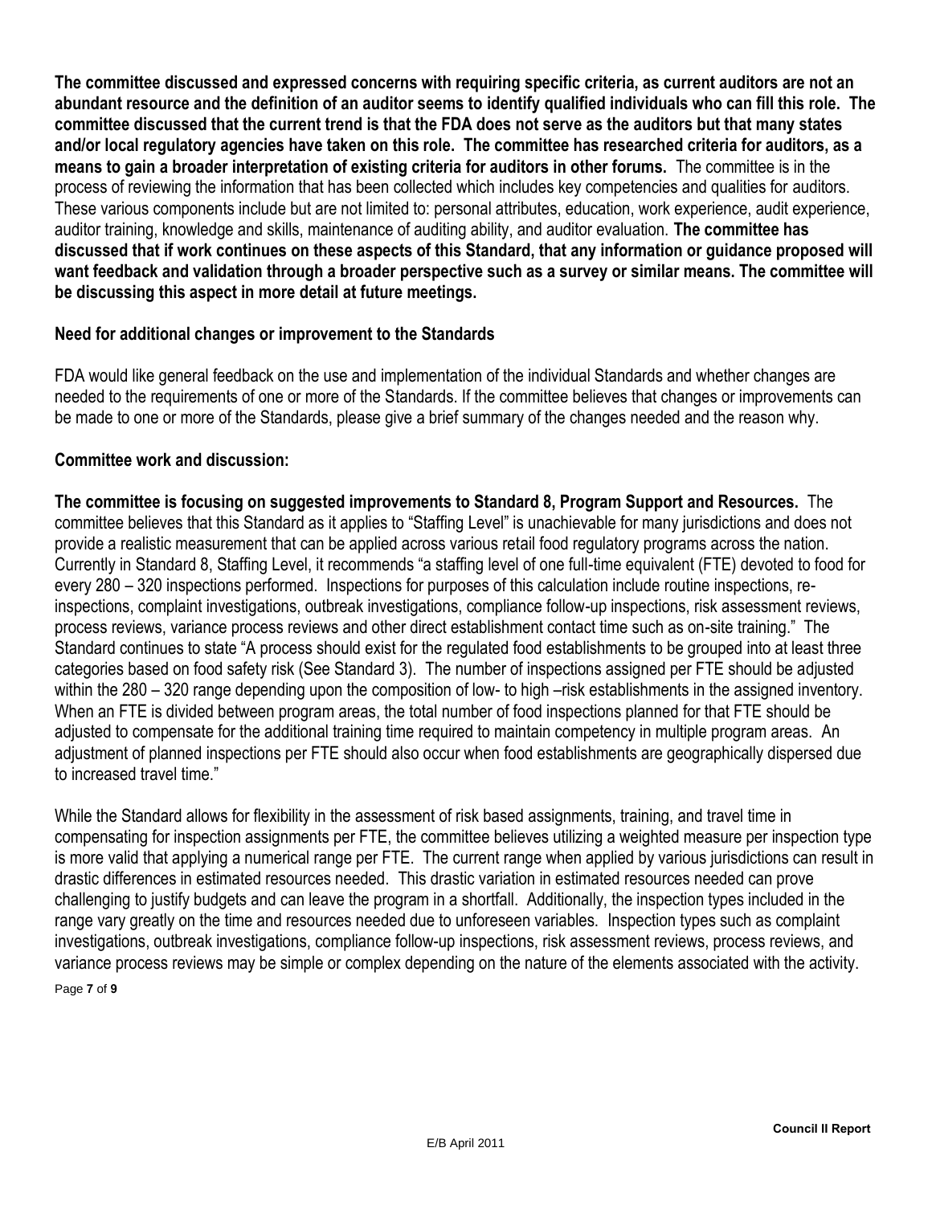**The committee discussed and expressed concerns with requiring specific criteria, as current auditors are not an abundant resource and the definition of an auditor seems to identify qualified individuals who can fill this role. The committee discussed that the current trend is that the FDA does not serve as the auditors but that many states and/or local regulatory agencies have taken on this role. The committee has researched criteria for auditors, as a means to gain a broader interpretation of existing criteria for auditors in other forums.** The committee is in the process of reviewing the information that has been collected which includes key competencies and qualities for auditors. These various components include but are not limited to: personal attributes, education, work experience, audit experience, auditor training, knowledge and skills, maintenance of auditing ability, and auditor evaluation. **The committee has discussed that if work continues on these aspects of this Standard, that any information or guidance proposed will want feedback and validation through a broader perspective such as a survey or similar means. The committee will be discussing this aspect in more detail at future meetings.**

**Need for additional changes or improvement to the Standards**

FDA would like general feedback on the use and implementation of the individual Standards and whether changes are needed to the requirements of one or more of the Standards. If the committee believes that changes or improvements can be made to one or more of the Standards, please give a brief summary of the changes needed and the reason why.

**Committee work and discussion:**

**The committee is focusing on suggested improvements to Standard 8, Program Support and Resources.** The committee believes that this Standard as it applies to "Staffing Level" is unachievable for many jurisdictions and does not provide a realistic measurement that can be applied across various retail food regulatory programs across the nation. Currently in Standard 8, Staffing Level, it recommends "a staffing level of one full-time equivalent (FTE) devoted to food for every 280 – 320 inspections performed. Inspections for purposes of this calculation include routine inspections, re-inspections, complaint investigations, outbreak investigations, compliance follow-up inspections, risk assessment reviews, process reviews, variance process reviews and other direct establishment contact time such as on-site training." The Standard continues to state "A process should exist for the regulated food establishments to be grouped into at least three categories based on food safety risk (See Standard 3). The number of inspections assigned per FTE should be adjusted within the 280 – 320 range depending upon the composition of low- to high –risk establishments in the assigned inventory. When an FTE is divided between program areas, the total number of food inspections planned for that FTE should be adjusted to compensate for the additional training time required to maintain competency in multiple program areas. An adjustment of planned inspections per FTE should also occur when food establishments are geographically dispersed due to increased travel time."

While the Standard allows for flexibility in the assessment of risk based assignments, training, and travel time in compensating for inspection assignments per FTE, the committee believes utilizing a weighted measure per inspection type is more valid that applying a numerical range per FTE. The current range when applied by various jurisdictions can result in drastic differences in estimated resources needed. This drastic variation in estimated resources needed can prove challenging to justify budgets and can leave the program in a shortfall. Additionally, the inspection types included in the range vary greatly on the time and resources needed due to unforeseen variables. Inspection types such as complaint investigations, outbreak investigations, compliance follow-up inspections, risk assessment reviews, process reviews, and variance process reviews may be simple or complex depending on the nature of the elements associated with the activity.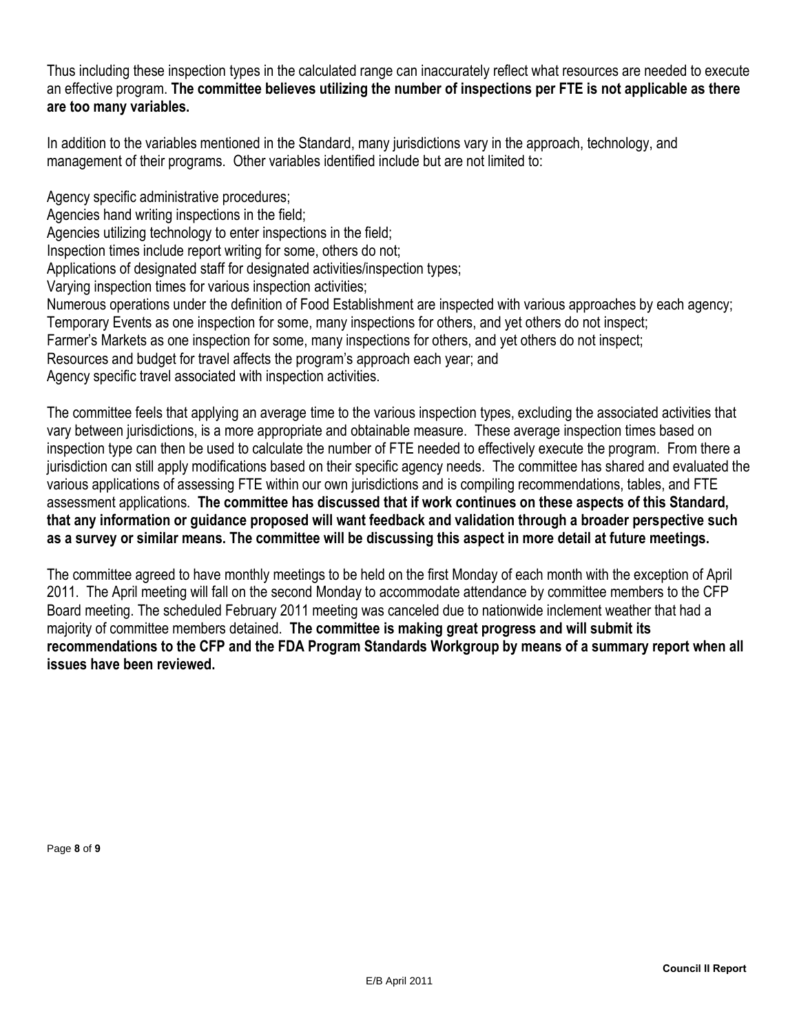Thus including these inspection types in the calculated range can inaccurately reflect what resources are needed to execute an effective program. **The committee believes utilizing the number of inspections per FTE is not applicable as there are too many variables.**

In addition to the variables mentioned in the Standard, many jurisdictions vary in the approach, technology, and management of their programs. Other variables identified include but are not limited to:

Agency specific administrative procedures;
Agencies hand writing inspections in the field;
Agencies utilizing technology to enter inspections in the field;
Inspection times include report writing for some, others do not;
Applications of designated staff for designated activities/inspection types;
Varying inspection times for various inspection activities;
Numerous operations under the definition of Food Establishment are inspected with various approaches by each agency;
Temporary Events as one inspection for some, many inspections for others, and yet others do not inspect;
Farmer's Markets as one inspection for some, many inspections for others, and yet others do not inspect;
Resources and budget for travel affects the program's approach each year; and
Agency specific travel associated with inspection activities.

The committee feels that applying an average time to the various inspection types, excluding the associated activities that vary between jurisdictions, is a more appropriate and obtainable measure. These average inspection times based on inspection type can then be used to calculate the number of FTE needed to effectively execute the program. From there a jurisdiction can still apply modifications based on their specific agency needs. The committee has shared and evaluated the various applications of assessing FTE within our own jurisdictions and is compiling recommendations, tables, and FTE assessment applications. **The committee has discussed that if work continues on these aspects of this Standard, that any information or guidance proposed will want feedback and validation through a broader perspective such as a survey or similar means. The committee will be discussing this aspect in more detail at future meetings.**

The committee agreed to have monthly meetings to be held on the first Monday of each month with the exception of April 2011. The April meeting will fall on the second Monday to accommodate attendance by committee members to the CFP Board meeting. The scheduled February 2011 meeting was canceled due to nationwide inclement weather that had a majority of committee members detained. **The committee is making great progress and will submit its recommendations to the CFP and the FDA Program Standards Workgroup by means of a summary report when all issues have been reviewed.**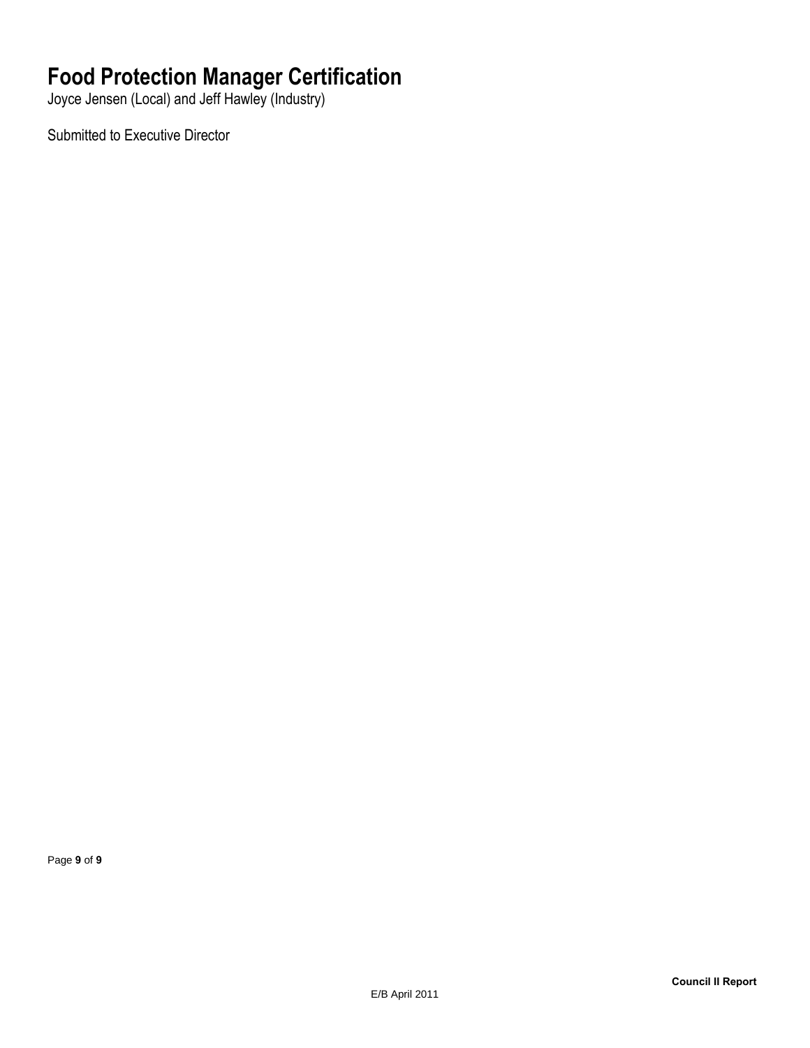# Food Protection Manager Certification

Joyce Jensen (Local) and Jeff Hawley (Industry)

Submitted to Executive Director